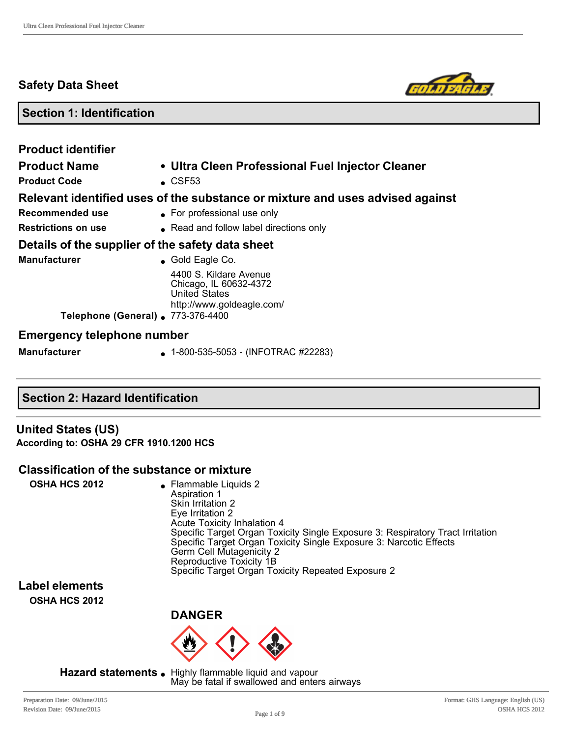# Safety Data Sheet

## Section 1: Identification

### Product identifier

**Product Name** • **Ultra Cleen Professional Fuel Injector Cleaner**

**Product Code** • CSF53

### Relevant identified uses of the substance or mixture and uses advised against

**Recommended use** • For professional use only

**Restrictions on use** • Read and follow label directions only

### Details of the supplier of the safety data sheet

**Manufacturer** • Gold Eagle Co.
4400 S. Kildare Avenue
Chicago, IL 60632-4372
United States
http://www.goldeagle.com/

**Telephone (General)** • 773-376-4400

### Emergency telephone number

**Manufacturer** • 1-800-535-5053 - (INFOTRAC #22283)

## Section 2: Hazard Identification

### United States (US)

**According to: OSHA 29 CFR 1910.1200 HCS**

### Classification of the substance or mixture

**OSHA HCS 2012** •
- Flammable Liquids 2
- Aspiration 1
- Skin Irritation 2
- Eye Irritation 2
- Acute Toxicity Inhalation 4
- Specific Target Organ Toxicity Single Exposure 3: Respiratory Tract Irritation
- Specific Target Organ Toxicity Single Exposure 3: Narcotic Effects
- Germ Cell Mutagenicity 2
- Reproductive Toxicity 1B
- Specific Target Organ Toxicity Repeated Exposure 2

### Label elements

**OSHA HCS 2012**

**DANGER**

**Hazard statements** • Highly flammable liquid and vapour
May be fatal if swallowed and enters airways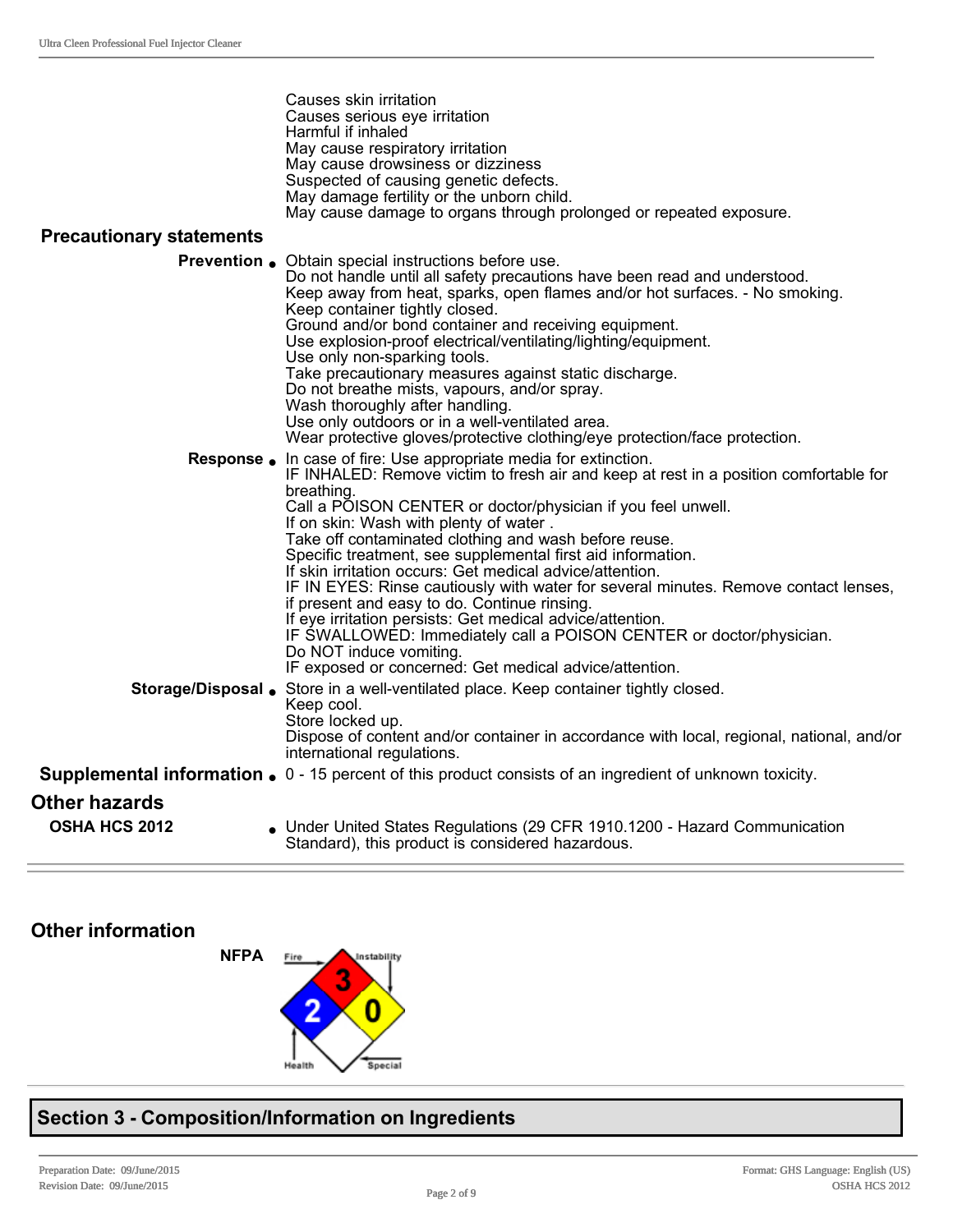Causes skin irritation
Causes serious eye irritation
Harmful if inhaled
May cause respiratory irritation
May cause drowsiness or dizziness
Suspected of causing genetic defects.
May damage fertility or the unborn child.
May cause damage to organs through prolonged or repeated exposure.

### Precautionary statements

**Prevention** • Obtain special instructions before use.
Do not handle until all safety precautions have been read and understood.
Keep away from heat, sparks, open flames and/or hot surfaces. - No smoking.
Keep container tightly closed.
Ground and/or bond container and receiving equipment.
Use explosion-proof electrical/ventilating/lighting/equipment.
Use only non-sparking tools.
Take precautionary measures against static discharge.
Do not breathe mists, vapours, and/or spray.
Wash thoroughly after handling.
Use only outdoors or in a well-ventilated area.
Wear protective gloves/protective clothing/eye protection/face protection.

**Response** • In case of fire: Use appropriate media for extinction.
IF INHALED: Remove victim to fresh air and keep at rest in a position comfortable for breathing.
Call a POISON CENTER or doctor/physician if you feel unwell.
If on skin: Wash with plenty of water .
Take off contaminated clothing and wash before reuse.
Specific treatment, see supplemental first aid information.
If skin irritation occurs: Get medical advice/attention.
IF IN EYES: Rinse cautiously with water for several minutes. Remove contact lenses, if present and easy to do. Continue rinsing.
If eye irritation persists: Get medical advice/attention.
IF SWALLOWED: Immediately call a POISON CENTER or doctor/physician.
Do NOT induce vomiting.
IF exposed or concerned: Get medical advice/attention.

**Storage/Disposal** • Store in a well-ventilated place. Keep container tightly closed.
Keep cool.
Store locked up.
Dispose of content and/or container in accordance with local, regional, national, and/or international regulations.

**Supplemental information** • 0 - 15 percent of this product consists of an ingredient of unknown toxicity.

### Other hazards

**OSHA HCS 2012** • Under United States Regulations (29 CFR 1910.1200 - Hazard Communication Standard), this product is considered hazardous.

### Other information

**NFPA**

| Fire | Health | Instability | Special |
|---|---|---|---|
| 3 | 2 | 0 | |

## Section 3 - Composition/Information on Ingredients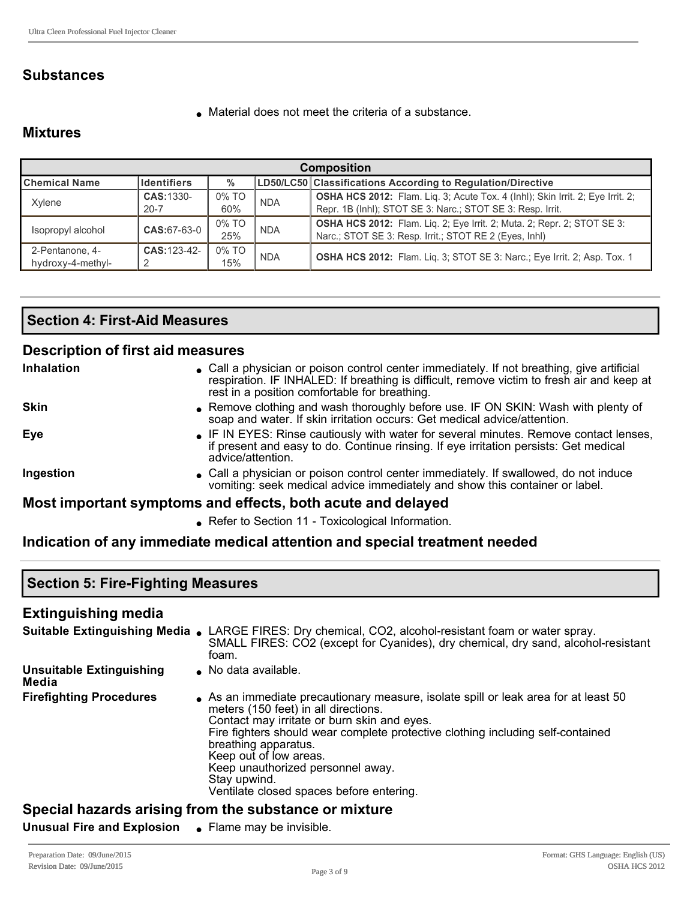## Substances

- Material does not meet the criteria of a substance.

## Mixtures

| Composition | | | | |
|---|---|---|---|---|
| **Chemical Name** | **Identifiers** | **%** | **LD50/LC50** | **Classifications According to Regulation/Directive** |
| Xylene | **CAS:**1330-20-7 | 0% TO 60% | NDA | **OSHA HCS 2012:** Flam. Liq. 3; Acute Tox. 4 (Inhl); Skin Irrit. 2; Eye Irrit. 2; Repr. 1B (Inhl); STOT SE 3: Narc.; STOT SE 3: Resp. Irrit. |
| Isopropyl alcohol | **CAS:**67-63-0 | 0% TO 25% | NDA | **OSHA HCS 2012:** Flam. Liq. 2; Eye Irrit. 2; Muta. 2; Repr. 2; STOT SE 3: Narc.; STOT SE 3: Resp. Irrit.; STOT RE 2 (Eyes, Inhl) |
| 2-Pentanone, 4-hydroxy-4-methyl- | **CAS:**123-42-2 | 0% TO 15% | NDA | **OSHA HCS 2012:** Flam. Liq. 3; STOT SE 3: Narc.; Eye Irrit. 2; Asp. Tox. 1 |

## Section 4: First-Aid Measures

### Description of first aid measures

**Inhalation**
- Call a physician or poison control center immediately. If not breathing, give artificial respiration. IF INHALED: If breathing is difficult, remove victim to fresh air and keep at rest in a position comfortable for breathing.

**Skin**
- Remove clothing and wash thoroughly before use. IF ON SKIN: Wash with plenty of soap and water. If skin irritation occurs: Get medical advice/attention.

**Eye**
- IF IN EYES: Rinse cautiously with water for several minutes. Remove contact lenses, if present and easy to do. Continue rinsing. If eye irritation persists: Get medical advice/attention.

**Ingestion**
- Call a physician or poison control center immediately. If swallowed, do not induce vomiting: seek medical advice immediately and show this container or label.

### Most important symptoms and effects, both acute and delayed

- Refer to Section 11 - Toxicological Information.

### Indication of any immediate medical attention and special treatment needed

## Section 5: Fire-Fighting Measures

### Extinguishing media

**Suitable Extinguishing Media**
- LARGE FIRES: Dry chemical, CO2, alcohol-resistant foam or water spray. SMALL FIRES: CO2 (except for Cyanides), dry chemical, dry sand, alcohol-resistant foam.

**Unsuitable Extinguishing Media**
- No data available.

**Firefighting Procedures**
- As an immediate precautionary measure, isolate spill or leak area for at least 50 meters (150 feet) in all directions.
  Contact may irritate or burn skin and eyes.
  Fire fighters should wear complete protective clothing including self-contained breathing apparatus.
  Keep out of low areas.
  Keep unauthorized personnel away.
  Stay upwind.
  Ventilate closed spaces before entering.

### Special hazards arising from the substance or mixture

**Unusual Fire and Explosion**
- Flame may be invisible.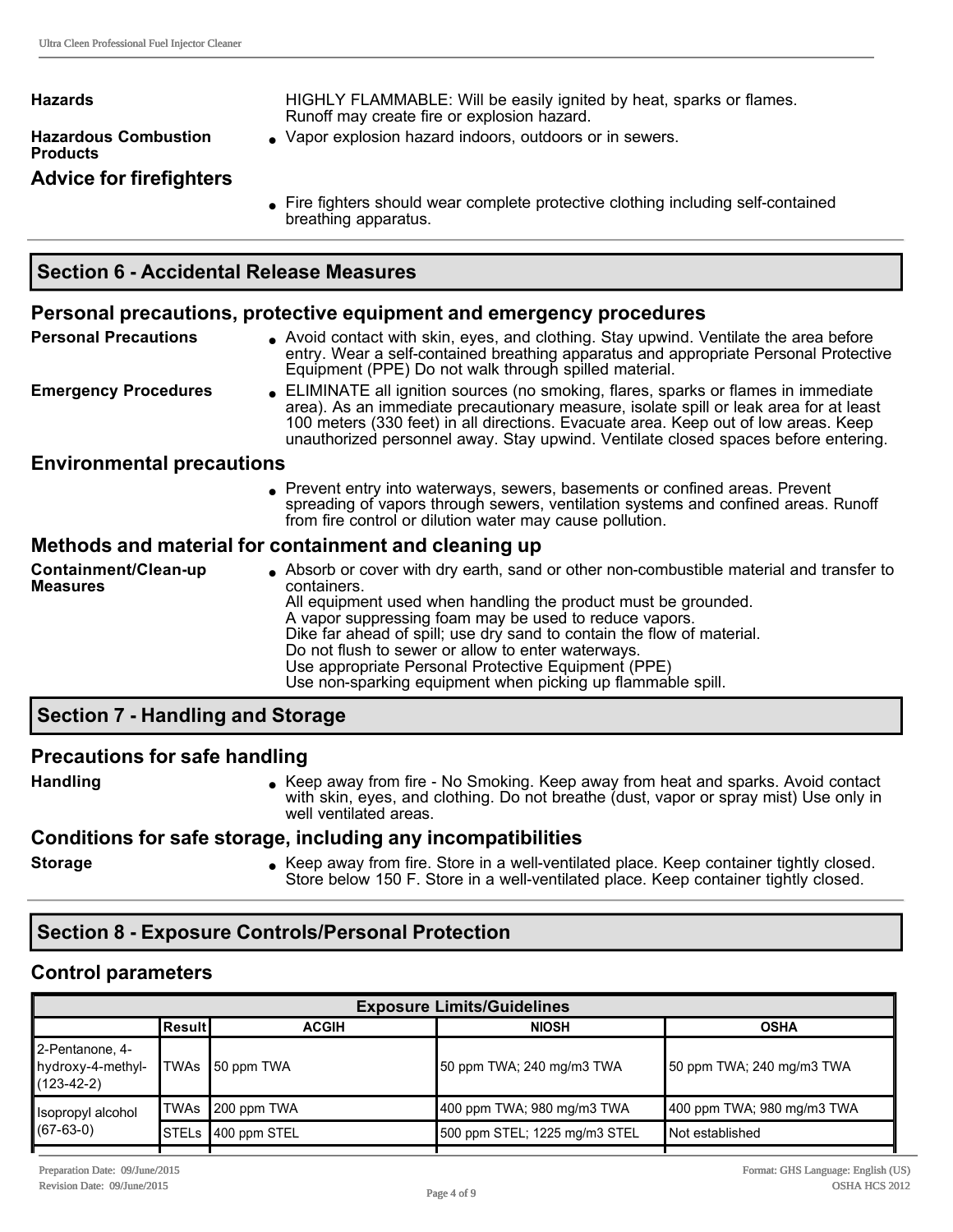**Hazards** HIGHLY FLAMMABLE: Will be easily ignited by heat, sparks or flames. Runoff may create fire or explosion hazard.

**Hazardous Combustion Products**

- Vapor explosion hazard indoors, outdoors or in sewers.

### Advice for firefighters

- Fire fighters should wear complete protective clothing including self-contained breathing apparatus.

## Section 6 - Accidental Release Measures

### Personal precautions, protective equipment and emergency procedures

**Personal Precautions**

- Avoid contact with skin, eyes, and clothing. Stay upwind. Ventilate the area before entry. Wear a self-contained breathing apparatus and appropriate Personal Protective Equipment (PPE) Do not walk through spilled material.

**Emergency Procedures**

- ELIMINATE all ignition sources (no smoking, flares, sparks or flames in immediate area). As an immediate precautionary measure, isolate spill or leak area for at least 100 meters (330 feet) in all directions. Evacuate area. Keep out of low areas. Keep unauthorized personnel away. Stay upwind. Ventilate closed spaces before entering.

### Environmental precautions

- Prevent entry into waterways, sewers, basements or confined areas. Prevent spreading of vapors through sewers, ventilation systems and confined areas. Runoff from fire control or dilution water may cause pollution.

### Methods and material for containment and cleaning up

**Containment/Clean-up Measures**

- Absorb or cover with dry earth, sand or other non-combustible material and transfer to containers.
  All equipment used when handling the product must be grounded.
  A vapor suppressing foam may be used to reduce vapors.
  Dike far ahead of spill; use dry sand to contain the flow of material.
  Do not flush to sewer or allow to enter waterways.
  Use appropriate Personal Protective Equipment (PPE)
  Use non-sparking equipment when picking up flammable spill.

## Section 7 - Handling and Storage

### Precautions for safe handling

**Handling**

- Keep away from fire - No Smoking. Keep away from heat and sparks. Avoid contact with skin, eyes, and clothing. Do not breathe (dust, vapor or spray mist) Use only in well ventilated areas.

### Conditions for safe storage, including any incompatibilities

**Storage**

- Keep away from fire. Store in a well-ventilated place. Keep container tightly closed. Store below 150 F. Store in a well-ventilated place. Keep container tightly closed.

## Section 8 - Exposure Controls/Personal Protection

### Control parameters

| Exposure Limits/Guidelines | | | | |
|---|---|---|---|---|
| | Result | ACGIH | NIOSH | OSHA |
| 2-Pentanone, 4-hydroxy-4-methyl- (123-42-2) | TWAs | 50 ppm TWA | 50 ppm TWA; 240 mg/m3 TWA | 50 ppm TWA; 240 mg/m3 TWA |
| Isopropyl alcohol (67-63-0) | TWAs | 200 ppm TWA | 400 ppm TWA; 980 mg/m3 TWA | 400 ppm TWA; 980 mg/m3 TWA |
| | STELs | 400 ppm STEL | 500 ppm STEL; 1225 mg/m3 STEL | Not established |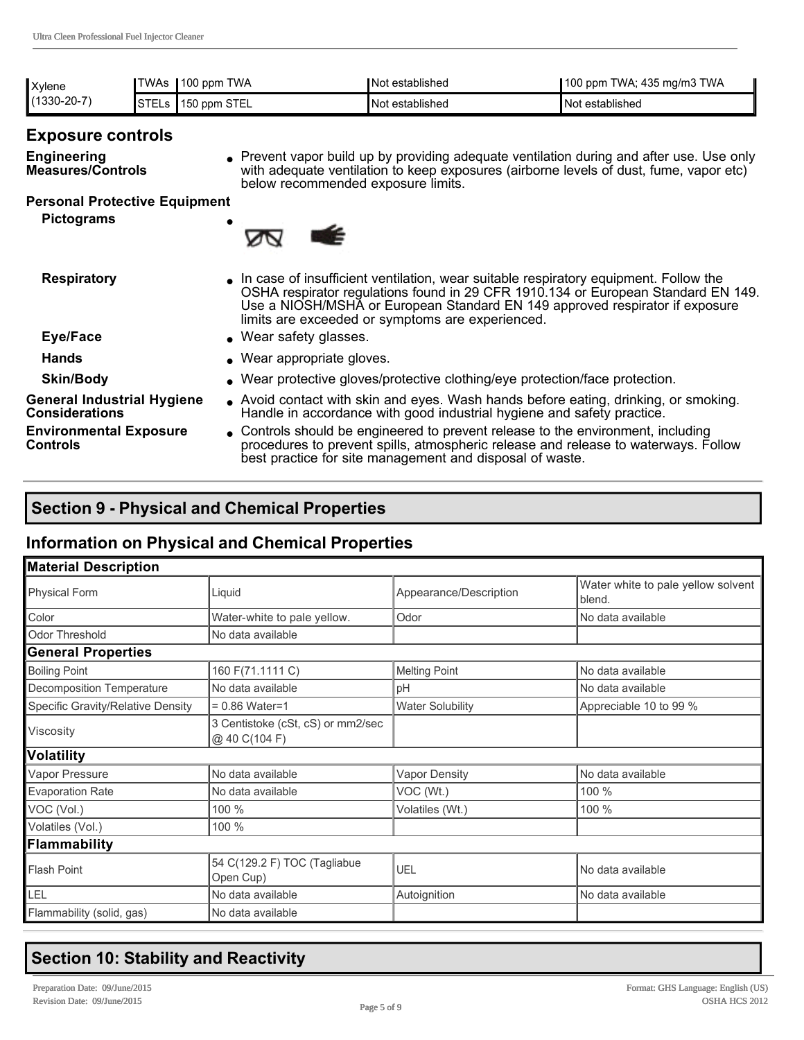| Xylene (1330-20-7) | TWAs | 100 ppm TWA | Not established | 100 ppm TWA; 435 mg/m3 TWA |
|---|---|---|---|---|
| | STELs | 150 ppm STEL | Not established | Not established |

## Exposure controls

**Engineering Measures/Controls**
- Prevent vapor build up by providing adequate ventilation during and after use. Use only with adequate ventilation to keep exposures (airborne levels of dust, fume, vapor etc) below recommended exposure limits.

**Personal Protective Equipment**

**Pictograms**
- 

**Respiratory**
- In case of insufficient ventilation, wear suitable respiratory equipment. Follow the OSHA respirator regulations found in 29 CFR 1910.134 or European Standard EN 149. Use a NIOSH/MSHA or European Standard EN 149 approved respirator if exposure limits are exceeded or symptoms are experienced.

**Eye/Face**
- Wear safety glasses.

**Hands**
- Wear appropriate gloves.

**Skin/Body**
- Wear protective gloves/protective clothing/eye protection/face protection.

**General Industrial Hygiene Considerations**
- Avoid contact with skin and eyes. Wash hands before eating, drinking, or smoking. Handle in accordance with good industrial hygiene and safety practice.

**Environmental Exposure Controls**
- Controls should be engineered to prevent release to the environment, including procedures to prevent spills, atmospheric release and release to waterways. Follow best practice for site management and disposal of waste.

# Section 9 - Physical and Chemical Properties

## Information on Physical and Chemical Properties

| **Material Description** | | | |
|---|---|---|---|
| Physical Form | Liquid | Appearance/Description | Water white to pale yellow solvent blend. |
| Color | Water-white to pale yellow. | Odor | No data available |
| Odor Threshold | No data available | | |
| **General Properties** | | | |
| Boiling Point | 160 F(71.1111 C) | Melting Point | No data available |
| Decomposition Temperature | No data available | pH | No data available |
| Specific Gravity/Relative Density | = 0.86 Water=1 | Water Solubility | Appreciable 10 to 99 % |
| Viscosity | 3 Centistoke (cSt, cS) or mm2/sec @ 40 C(104 F) | | |
| **Volatility** | | | |
| Vapor Pressure | No data available | Vapor Density | No data available |
| Evaporation Rate | No data available | VOC (Wt.) | 100 % |
| VOC (Vol.) | 100 % | Volatiles (Wt.) | 100 % |
| Volatiles (Vol.) | 100 % | | |
| **Flammability** | | | |
| Flash Point | 54 C(129.2 F) TOC (Tagliabue Open Cup) | UEL | No data available |
| LEL | No data available | Autoignition | No data available |
| Flammability (solid, gas) | No data available | | |

# Section 10: Stability and Reactivity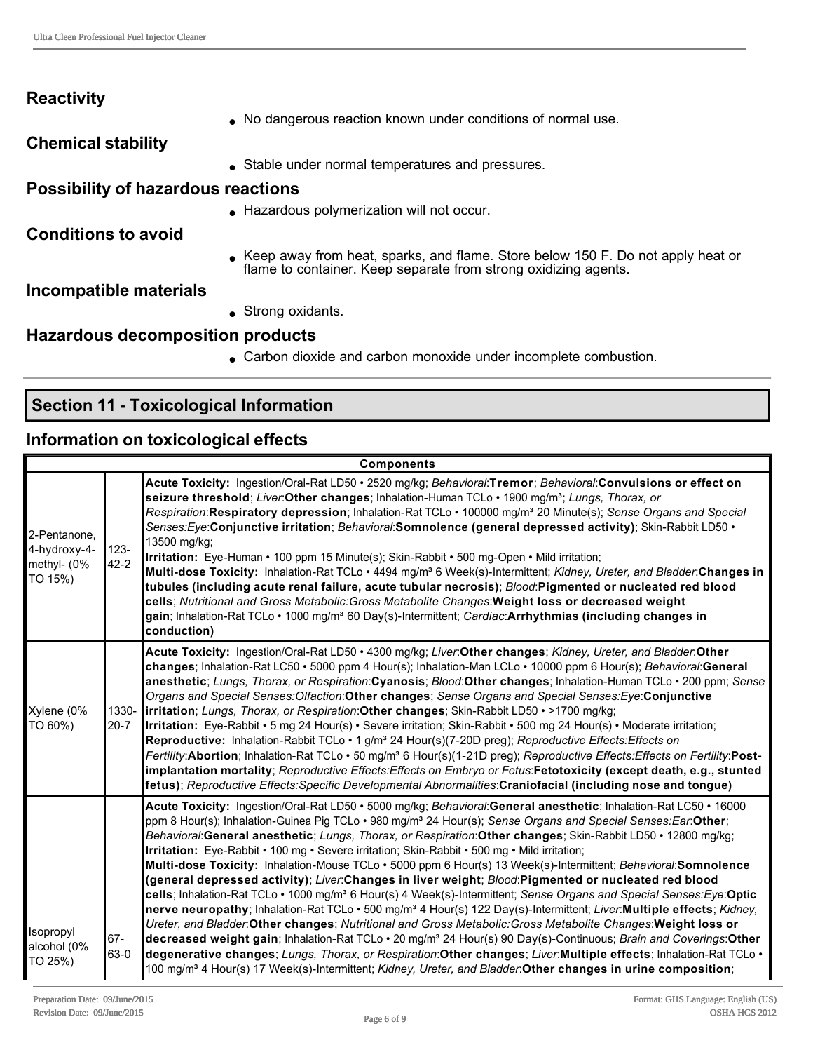## Reactivity

- No dangerous reaction known under conditions of normal use.

## Chemical stability

- Stable under normal temperatures and pressures.

## Possibility of hazardous reactions

- Hazardous polymerization will not occur.

## Conditions to avoid

- Keep away from heat, sparks, and flame. Store below 150 F. Do not apply heat or flame to container. Keep separate from strong oxidizing agents.

## Incompatible materials

- Strong oxidants.

## Hazardous decomposition products

- Carbon dioxide and carbon monoxide under incomplete combustion.

# Section 11 - Toxicological Information

## Information on toxicological effects

| Components | | |
|---|---|---|
| 2-Pentanone, 4-hydroxy-4-methyl- (0% TO 15%) | 123-42-2 | **Acute Toxicity:** Ingestion/Oral-Rat LD50 • 2520 mg/kg; *Behavioral*:**Tremor**; *Behavioral*:**Convulsions or effect on seizure threshold**; *Liver*:**Other changes**; Inhalation-Human TCLo • 1900 mg/m³; *Lungs, Thorax, or Respiration*:**Respiratory depression**; Inhalation-Rat TCLo • 100000 mg/m³ 20 Minute(s); *Sense Organs and Special Senses:Eye*:**Conjunctive irritation**; *Behavioral*:**Somnolence (general depressed activity)**; Skin-Rabbit LD50 • 13500 mg/kg; **Irritation:** Eye-Human • 100 ppm 15 Minute(s); Skin-Rabbit • 500 mg-Open • Mild irritation; **Multi-dose Toxicity:** Inhalation-Rat TCLo • 4494 mg/m³ 6 Week(s)-Intermittent; *Kidney, Ureter, and Bladder*:**Changes in tubules (including acute renal failure, acute tubular necrosis)**; *Blood*:**Pigmented or nucleated red blood cells**; *Nutritional and Gross Metabolic:Gross Metabolite Changes*:**Weight loss or decreased weight gain**; Inhalation-Rat TCLo • 1000 mg/m³ 60 Day(s)-Intermittent; *Cardiac*:**Arrhythmias (including changes in conduction)** |
| Xylene (0% TO 60%) | 1330-20-7 | **Acute Toxicity:** Ingestion/Oral-Rat LD50 • 4300 mg/kg; *Liver*:**Other changes**; *Kidney, Ureter, and Bladder*:**Other changes**; Inhalation-Rat LC50 • 5000 ppm 4 Hour(s); Inhalation-Man LCLo • 10000 ppm 6 Hour(s); *Behavioral*:**General anesthetic**; *Lungs, Thorax, or Respiration*:**Cyanosis**; *Blood*:**Other changes**; Inhalation-Human TCLo • 200 ppm; *Sense Organs and Special Senses:Olfaction*:**Other changes**; *Sense Organs and Special Senses:Eye*:**Conjunctive irritation**; *Lungs, Thorax, or Respiration*:**Other changes**; Skin-Rabbit LD50 • >1700 mg/kg; **Irritation:** Eye-Rabbit • 5 mg 24 Hour(s) • Severe irritation; Skin-Rabbit • 500 mg 24 Hour(s) • Moderate irritation; **Reproductive:** Inhalation-Rabbit TCLo • 1 g/m³ 24 Hour(s)(7-20D preg); *Reproductive Effects:Effects on Fertility*:**Abortion**; Inhalation-Rat TCLo • 50 mg/m³ 6 Hour(s)(1-21D preg); *Reproductive Effects:Effects on Fertility*:**Post-implantation mortality**; *Reproductive Effects:Effects on Embryo or Fetus*:**Fetotoxicity (except death, e.g., stunted fetus)**; *Reproductive Effects:Specific Developmental Abnormalities*:**Craniofacial (including nose and tongue)** |
| Isopropyl alcohol (0% TO 25%) | 67-63-0 | **Acute Toxicity:** Ingestion/Oral-Rat LD50 • 5000 mg/kg; *Behavioral*:**General anesthetic**; Inhalation-Rat LC50 • 16000 ppm 8 Hour(s); Inhalation-Guinea Pig TCLo • 980 mg/m³ 24 Hour(s); *Sense Organs and Special Senses:Ear*:**Other**; *Behavioral*:**General anesthetic**; *Lungs, Thorax, or Respiration*:**Other changes**; Skin-Rabbit LD50 • 12800 mg/kg; **Irritation:** Eye-Rabbit • 100 mg • Severe irritation; Skin-Rabbit • 500 mg • Mild irritation; **Multi-dose Toxicity:** Inhalation-Mouse TCLo • 5000 ppm 6 Hour(s) 13 Week(s)-Intermittent; *Behavioral*:**Somnolence (general depressed activity)**; *Liver*:**Changes in liver weight**; *Blood*:**Pigmented or nucleated red blood cells**; Inhalation-Rat TCLo • 1000 mg/m³ 6 Hour(s) 4 Week(s)-Intermittent; *Sense Organs and Special Senses:Eye*:**Optic nerve neuropathy**; Inhalation-Rat TCLo • 500 mg/m³ 4 Hour(s) 122 Day(s)-Intermittent; *Liver*:**Multiple effects**; *Kidney, Ureter, and Bladder*:**Other changes**; *Nutritional and Gross Metabolic:Gross Metabolite Changes*:**Weight loss or decreased weight gain**; Inhalation-Rat TCLo • 20 mg/m³ 24 Hour(s) 90 Day(s)-Continuous; *Brain and Coverings*:**Other degenerative changes**; *Lungs, Thorax, or Respiration*:**Other changes**; *Liver*:**Multiple effects**; Inhalation-Rat TCLo • 100 mg/m³ 4 Hour(s) 17 Week(s)-Intermittent; *Kidney, Ureter, and Bladder*:**Other changes in urine composition**; |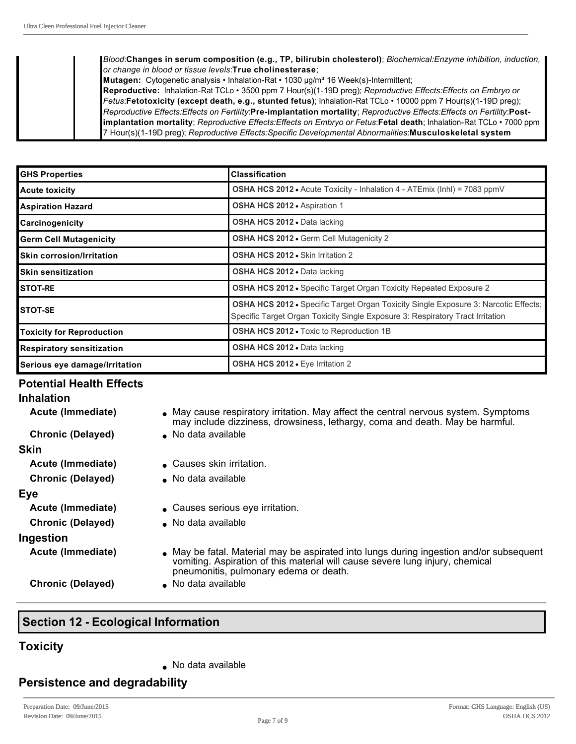| | | *Blood*:**Changes in serum composition (e.g., TP, bilirubin cholesterol)**; *Biochemical:Enzyme inhibition, induction, or change in blood or tissue levels*:**True cholinesterase**; **Mutagen:** Cytogenetic analysis • Inhalation-Rat • 1030 µg/m³ 16 Week(s)-Intermittent; **Reproductive:** Inhalation-Rat TCLo • 3500 ppm 7 Hour(s)(1-19D preg); *Reproductive Effects:Effects on Embryo or Fetus*:**Fetotoxicity (except death, e.g., stunted fetus)**; Inhalation-Rat TCLo • 10000 ppm 7 Hour(s)(1-19D preg); *Reproductive Effects:Effects on Fertility*:**Pre-implantation mortality**; *Reproductive Effects:Effects on Fertility*:**Post-implantation mortality**; *Reproductive Effects:Effects on Embryo or Fetus*:**Fetal death**; Inhalation-Rat TCLo • 7000 ppm 7 Hour(s)(1-19D preg); *Reproductive Effects:Specific Developmental Abnormalities*:**Musculoskeletal system** |
|---|---|---|

| GHS Properties | Classification |
|---|---|
| Acute toxicity | **OSHA HCS 2012** • Acute Toxicity - Inhalation 4 - ATEmix (Inhl) = 7083 ppmV |
| Aspiration Hazard | **OSHA HCS 2012** • Aspiration 1 |
| Carcinogenicity | **OSHA HCS 2012** • Data lacking |
| Germ Cell Mutagenicity | **OSHA HCS 2012** • Germ Cell Mutagenicity 2 |
| Skin corrosion/Irritation | **OSHA HCS 2012** • Skin Irritation 2 |
| Skin sensitization | **OSHA HCS 2012** • Data lacking |
| STOT-RE | **OSHA HCS 2012** • Specific Target Organ Toxicity Repeated Exposure 2 |
| STOT-SE | **OSHA HCS 2012** • Specific Target Organ Toxicity Single Exposure 3: Narcotic Effects; Specific Target Organ Toxicity Single Exposure 3: Respiratory Tract Irritation |
| Toxicity for Reproduction | **OSHA HCS 2012** • Toxic to Reproduction 1B |
| Respiratory sensitization | **OSHA HCS 2012** • Data lacking |
| Serious eye damage/Irritation | **OSHA HCS 2012** • Eye Irritation 2 |

### Potential Health Effects

#### Inhalation

**Acute (Immediate)**
- May cause respiratory irritation. May affect the central nervous system. Symptoms may include dizziness, drowsiness, lethargy, coma and death. May be harmful.

**Chronic (Delayed)**
- No data available

#### Skin

**Acute (Immediate)**
- Causes skin irritation.

**Chronic (Delayed)**
- No data available

#### Eye

**Acute (Immediate)**
- Causes serious eye irritation.

**Chronic (Delayed)**
- No data available

#### Ingestion

**Acute (Immediate)**
- May be fatal. Material may be aspirated into lungs during ingestion and/or subsequent vomiting. Aspiration of this material will cause severe lung injury, chemical pneumonitis, pulmonary edema or death.

**Chronic (Delayed)**
- No data available

## Section 12 - Ecological Information

### Toxicity

- No data available

### Persistence and degradability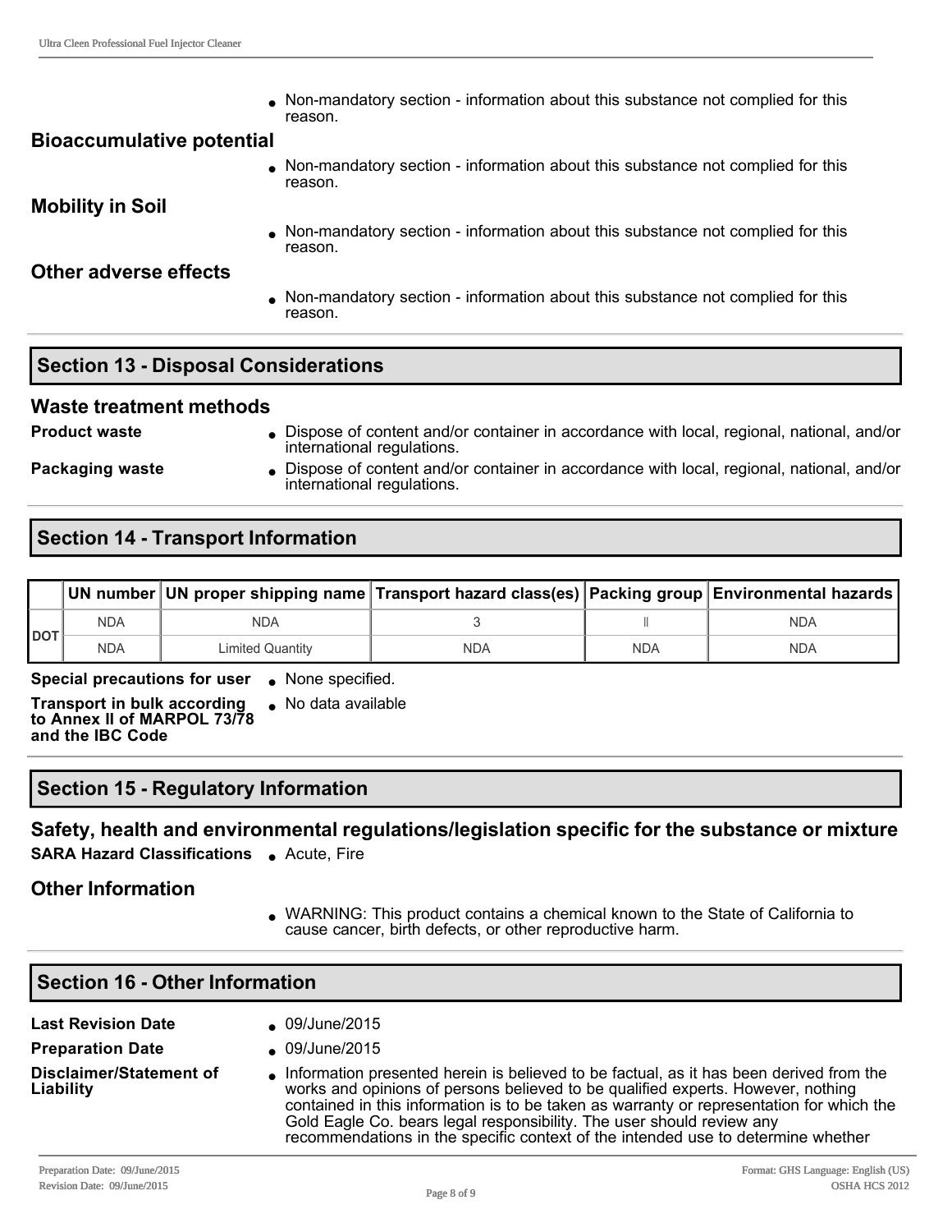- Non-mandatory section - information about this substance not complied for this reason.

### Bioaccumulative potential

- Non-mandatory section - information about this substance not complied for this reason.

### Mobility in Soil

- Non-mandatory section - information about this substance not complied for this reason.

### Other adverse effects

- Non-mandatory section - information about this substance not complied for this reason.

## Section 13 - Disposal Considerations

### Waste treatment methods

**Product waste**
- Dispose of content and/or container in accordance with local, regional, national, and/or international regulations.

**Packaging waste**
- Dispose of content and/or container in accordance with local, regional, national, and/or international regulations.

## Section 14 - Transport Information

| | UN number | UN proper shipping name | Transport hazard class(es) | Packing group | Environmental hazards |
|---|---|---|---|---|---|
| DOT | NDA | NDA | 3 | II | NDA |
| | NDA | Limited Quantity | NDA | NDA | NDA |

**Special precautions for user**
- None specified.

**Transport in bulk according to Annex II of MARPOL 73/78 and the IBC Code**
- No data available

## Section 15 - Regulatory Information

### Safety, health and environmental regulations/legislation specific for the substance or mixture

**SARA Hazard Classifications**
- Acute, Fire

### Other Information

- WARNING: This product contains a chemical known to the State of California to cause cancer, birth defects, or other reproductive harm.

## Section 16 - Other Information

**Last Revision Date**
- 09/June/2015

**Preparation Date**
- 09/June/2015

**Disclaimer/Statement of Liability**
- Information presented herein is believed to be factual, as it has been derived from the works and opinions of persons believed to be qualified experts. However, nothing contained in this information is to be taken as warranty or representation for which the Gold Eagle Co. bears legal responsibility. The user should review any recommendations in the specific context of the intended use to determine whether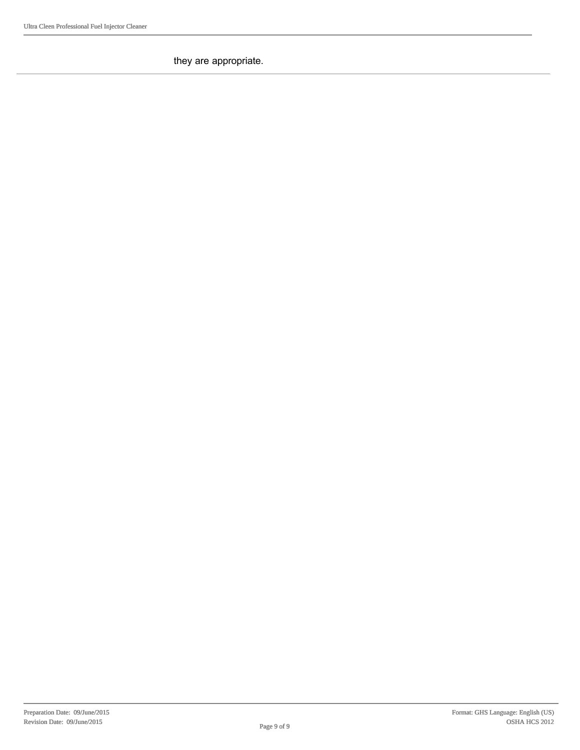they are appropriate.